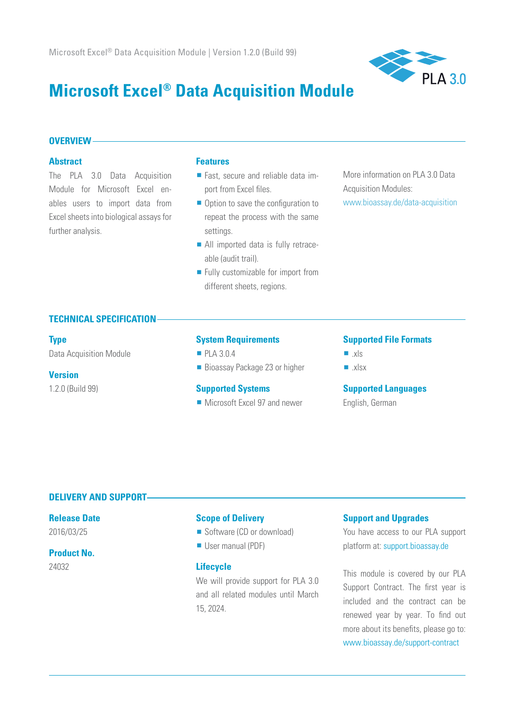# Microsoft Excel® Data Acquisition Module

## OVERVIEW

### Abstract

The PLA 3.0 Data Acquisition Module for Microsoft Excel enables users to import data from Excel sheets into biological assays for further analysis.

### Features

- Fast, secure and reliable data import from Excel files.
- Option to save the configuration to repeat the process with the same settings.
- All imported data is fully retraceable (audit trail).
- Fully customizable for import from different sheets, regions.

More information on PLA 3.0 Data Acquisition Modules: www.bioassay.de/data-acquisition

## TECHNICAL SPECIFICATION

### Type

Data Acquisition Module

### Version

1.2.0 (Build 99)

### System Requirements

- PLA 3.0.4
- Bioassay Package 23 or higher

### Supported Systems

- Microsoft Excel 97 and newer

### Supported File Formats

- .xls
- .xlsx

### Supported Languages

English, German

## DELIVERY AND SUPPORT

### Release Date

2016/03/25

### Product No.

24032

### Scope of Delivery

- Software (CD or download)
- User manual (PDF)

### Lifecycle

We will provide support for PLA 3.0 and all related modules until March 15, 2024.

### Support and Upgrades

You have access to our PLA support platform at: support.bioassay.de

This module is covered by our PLA Support Contract. The first year is included and the contract can be renewed year by year. To find out more about its benefits, please go to: www.bioassay.de/support-contract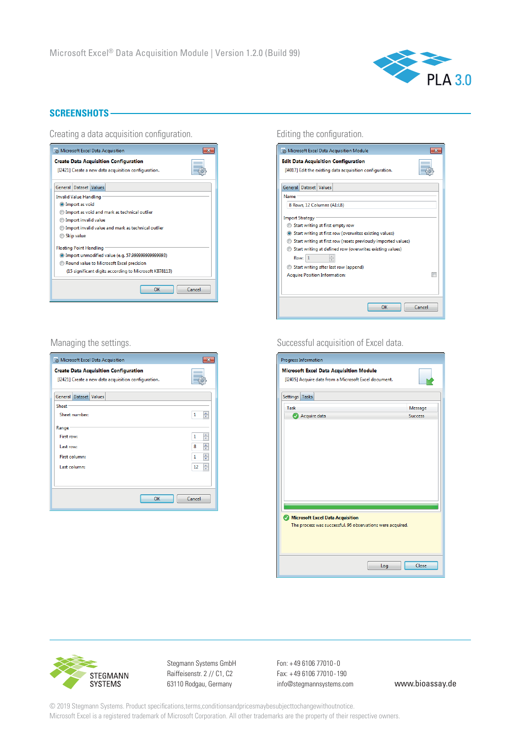## SCREENSHOTS

Creating a data acquisition configuration.

Editing the configuration.

Managing the settings.

Successful acquisition of Excel data.

Stegmann Systems GmbH
Raiffeisenstr. 2 // C1, C2
63110 Rodgau, Germany

Fon: +49 6106 77010 - 0
Fax: +49 6106 77010 - 190
info@stegmannsystems.com

www.bioassay.de

© 2019 Stegmann Systems. Product specifications,terms,conditionsandpricesmaybesubjecttochangewithoutnotice.
Microsoft Excel is a registered trademark of Microsoft Corporation. All other trademarks are the property of their respective owners.